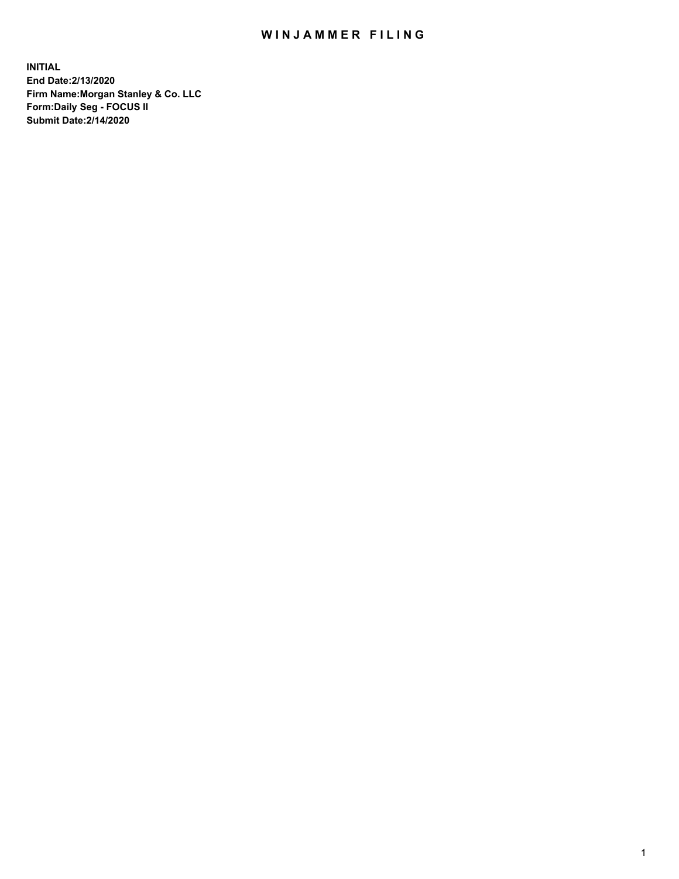# WINJAMMER FILING

**INITIAL**
**End Date:2/13/2020**
**Firm Name:Morgan Stanley & Co. LLC**
**Form:Daily Seg - FOCUS II**
**Submit Date:2/14/2020**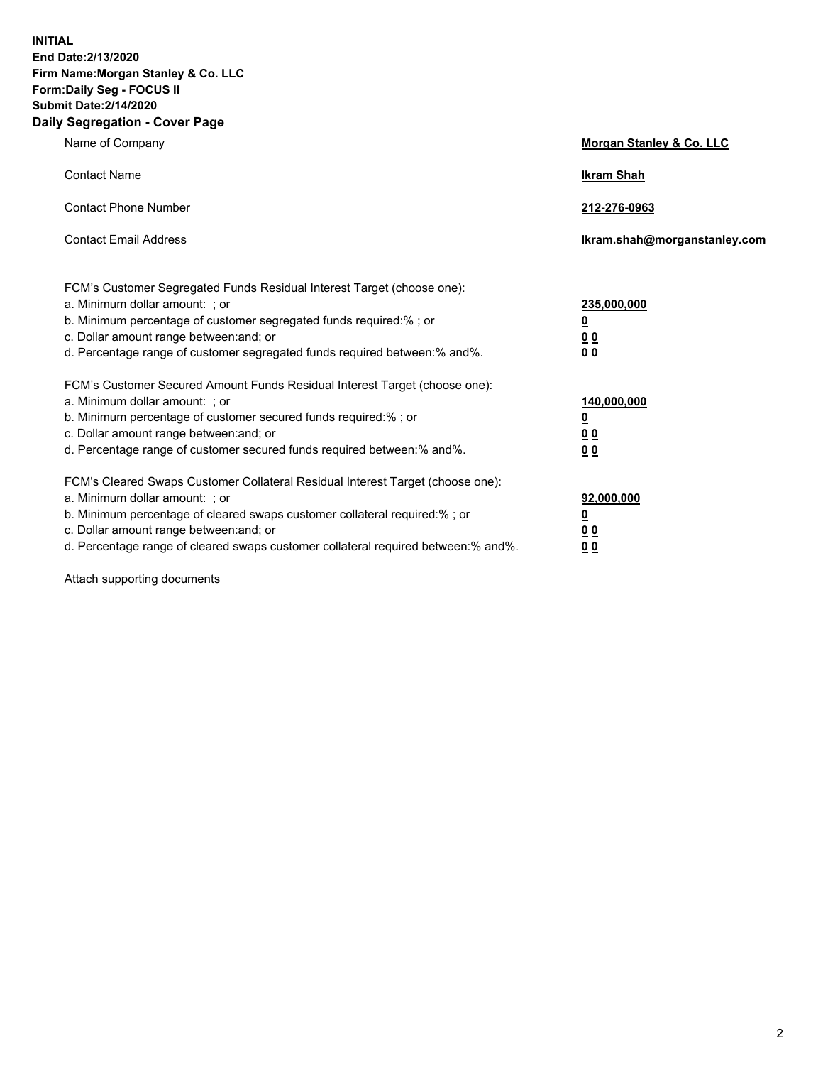**INITIAL**
**End Date:2/13/2020**
**Firm Name:Morgan Stanley & Co. LLC**
**Form:Daily Seg - FOCUS II**
**Submit Date:2/14/2020**

## Daily Segregation - Cover Page

| | |
|---|---|
| Name of Company | **Morgan Stanley & Co. LLC** |
| Contact Name | **Ikram Shah** |
| Contact Phone Number | **212-276-0963** |
| Contact Email Address | **Ikram.shah@morganstanley.com** |

| | |
|---|---|
| FCM's Customer Segregated Funds Residual Interest Target (choose one): | |
| a. Minimum dollar amount: ; or | **235,000,000** |
| b. Minimum percentage of customer segregated funds required:% ; or | **0** |
| c. Dollar amount range between:and; or | **0 0** |
| d. Percentage range of customer segregated funds required between:% and%. | **0 0** |
| FCM's Customer Secured Amount Funds Residual Interest Target (choose one): | |
| a. Minimum dollar amount: ; or | **140,000,000** |
| b. Minimum percentage of customer secured funds required:% ; or | **0** |
| c. Dollar amount range between:and; or | **0 0** |
| d. Percentage range of customer secured funds required between:% and%. | **0 0** |
| FCM's Cleared Swaps Customer Collateral Residual Interest Target (choose one): | |
| a. Minimum dollar amount: ; or | **92,000,000** |
| b. Minimum percentage of cleared swaps customer collateral required:% ; or | **0** |
| c. Dollar amount range between:and; or | **0 0** |
| d. Percentage range of cleared swaps customer collateral required between:% and%. | **0 0** |

Attach supporting documents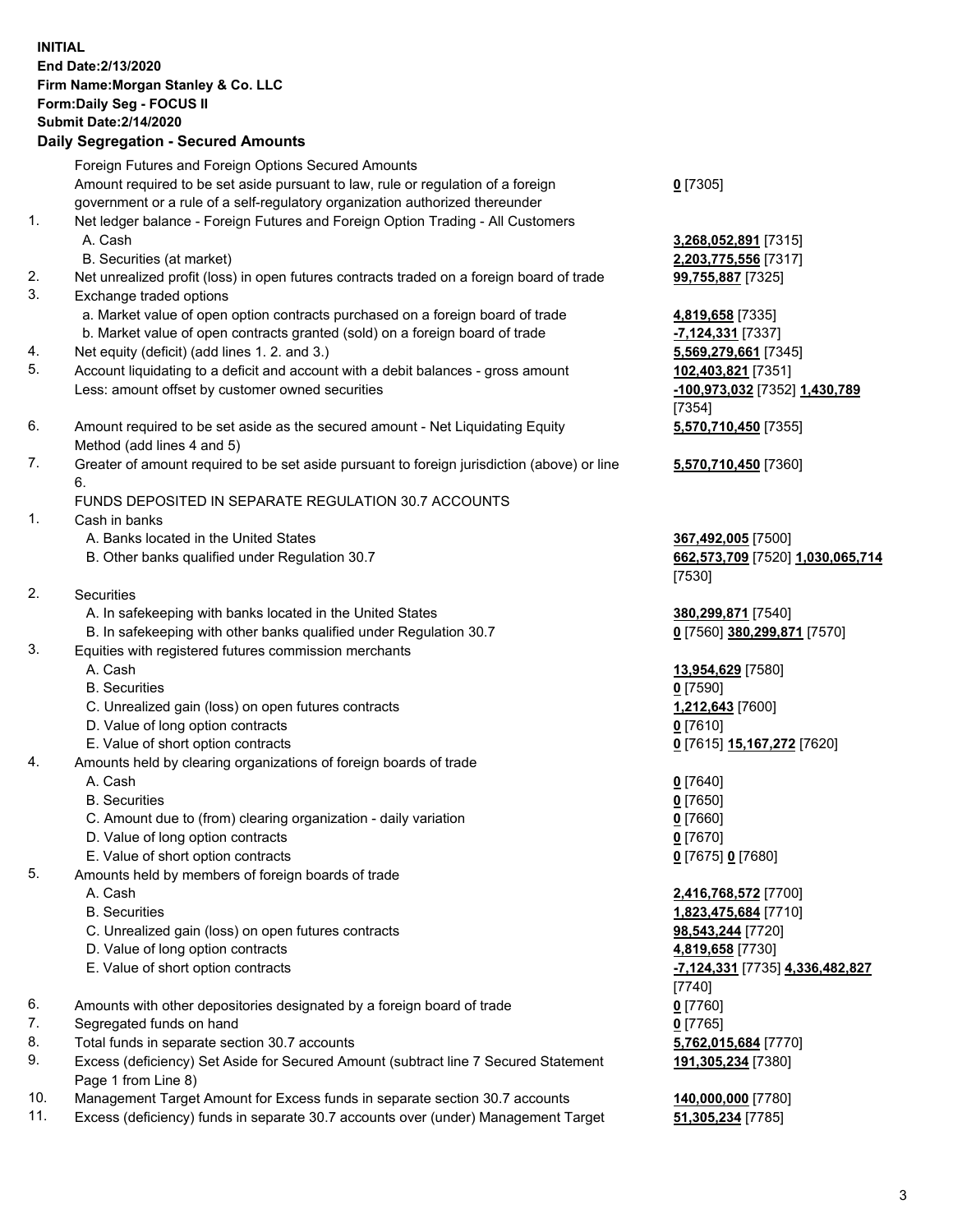**INITIAL**
**End Date:2/13/2020**
**Firm Name:Morgan Stanley & Co. LLC**
**Form:Daily Seg - FOCUS II**
**Submit Date:2/14/2020**

**Daily Segregation - Secured Amounts**

| | | |
|---|---|---|
| | Foreign Futures and Foreign Options Secured Amounts | |
| | Amount required to be set aside pursuant to law, rule or regulation of a foreign government or a rule of a self-regulatory organization authorized thereunder | **0** [7305] |
| 1. | Net ledger balance - Foreign Futures and Foreign Option Trading - All Customers | |
| | A. Cash | **3,268,052,891** [7315] |
| | B. Securities (at market) | **2,203,775,556** [7317] |
| 2. | Net unrealized profit (loss) in open futures contracts traded on a foreign board of trade | **99,755,887** [7325] |
| 3. | Exchange traded options | |
| | a. Market value of open option contracts purchased on a foreign board of trade | **4,819,658** [7335] |
| | b. Market value of open contracts granted (sold) on a foreign board of trade | **-7,124,331** [7337] |
| 4. | Net equity (deficit) (add lines 1. 2. and 3.) | **5,569,279,661** [7345] |
| 5. | Account liquidating to a deficit and account with a debit balances - gross amount | **102,403,821** [7351] |
| | Less: amount offset by customer owned securities | **-100,973,032** [7352] **1,430,789** [7354] |
| 6. | Amount required to be set aside as the secured amount - Net Liquidating Equity Method (add lines 4 and 5) | **5,570,710,450** [7355] |
| 7. | Greater of amount required to be set aside pursuant to foreign jurisdiction (above) or line 6. | **5,570,710,450** [7360] |
| | FUNDS DEPOSITED IN SEPARATE REGULATION 30.7 ACCOUNTS | |
| 1. | Cash in banks | |
| | A. Banks located in the United States | **367,492,005** [7500] |
| | B. Other banks qualified under Regulation 30.7 | **662,573,709** [7520] **1,030,065,714** [7530] |
| 2. | Securities | |
| | A. In safekeeping with banks located in the United States | **380,299,871** [7540] |
| | B. In safekeeping with other banks qualified under Regulation 30.7 | **0** [7560] **380,299,871** [7570] |
| 3. | Equities with registered futures commission merchants | |
| | A. Cash | **13,954,629** [7580] |
| | B. Securities | **0** [7590] |
| | C. Unrealized gain (loss) on open futures contracts | **1,212,643** [7600] |
| | D. Value of long option contracts | **0** [7610] |
| | E. Value of short option contracts | **0** [7615] **15,167,272** [7620] |
| 4. | Amounts held by clearing organizations of foreign boards of trade | |
| | A. Cash | **0** [7640] |
| | B. Securities | **0** [7650] |
| | C. Amount due to (from) clearing organization - daily variation | **0** [7660] |
| | D. Value of long option contracts | **0** [7670] |
| | E. Value of short option contracts | **0** [7675] **0** [7680] |
| 5. | Amounts held by members of foreign boards of trade | |
| | A. Cash | **2,416,768,572** [7700] |
| | B. Securities | **1,823,475,684** [7710] |
| | C. Unrealized gain (loss) on open futures contracts | **98,543,244** [7720] |
| | D. Value of long option contracts | **4,819,658** [7730] |
| | E. Value of short option contracts | **-7,124,331** [7735] **4,336,482,827** [7740] |
| 6. | Amounts with other depositories designated by a foreign board of trade | **0** [7760] |
| 7. | Segregated funds on hand | **0** [7765] |
| 8. | Total funds in separate section 30.7 accounts | **5,762,015,684** [7770] |
| 9. | Excess (deficiency) Set Aside for Secured Amount (subtract line 7 Secured Statement Page 1 from Line 8) | **191,305,234** [7380] |
| 10. | Management Target Amount for Excess funds in separate section 30.7 accounts | **140,000,000** [7780] |
| 11. | Excess (deficiency) funds in separate 30.7 accounts over (under) Management Target | **51,305,234** [7785] |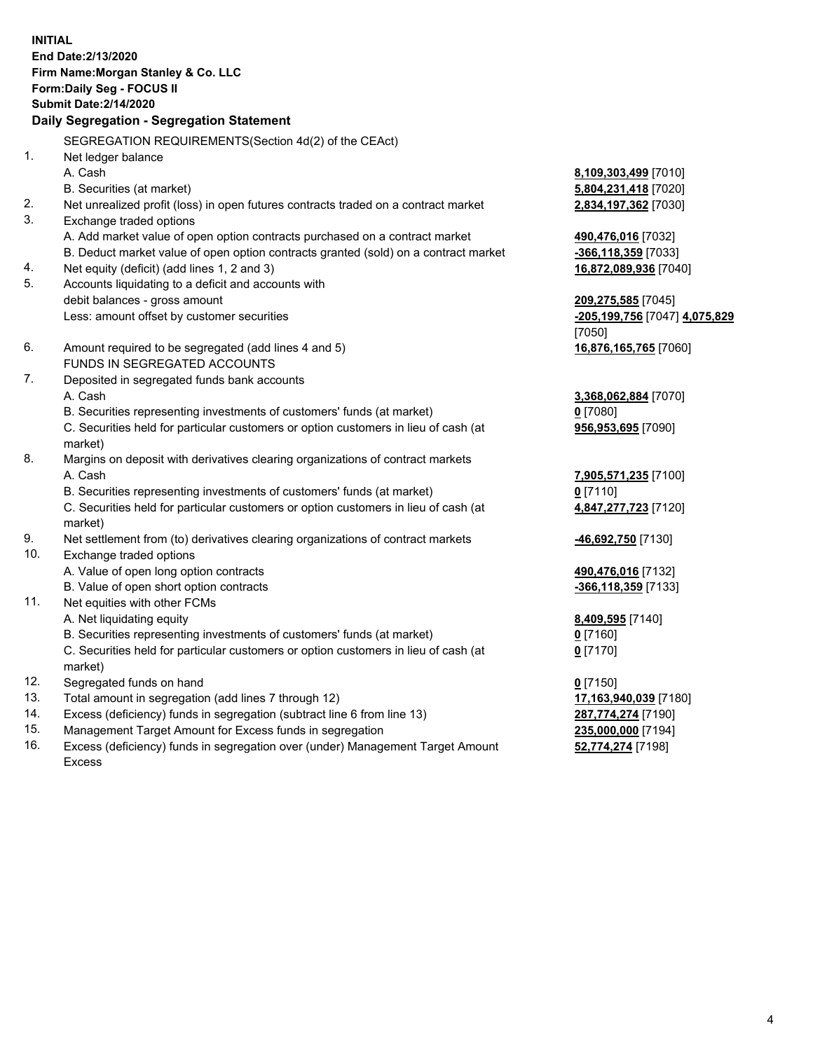**INITIAL**
**End Date:2/13/2020**
**Firm Name:Morgan Stanley & Co. LLC**
**Form:Daily Seg - FOCUS II**
**Submit Date:2/14/2020**

## Daily Segregation - Segregation Statement

SEGREGATION REQUIREMENTS(Section 4d(2) of the CEAct)

| | | |
|---|---|---|
| 1. | Net ledger balance | |
| | A. Cash | **8,109,303,499** [7010] |
| | B. Securities (at market) | **5,804,231,418** [7020] |
| 2. | Net unrealized profit (loss) in open futures contracts traded on a contract market | **2,834,197,362** [7030] |
| 3. | Exchange traded options | |
| | A. Add market value of open option contracts purchased on a contract market | **490,476,016** [7032] |
| | B. Deduct market value of open option contracts granted (sold) on a contract market | **-366,118,359** [7033] |
| 4. | Net equity (deficit) (add lines 1, 2 and 3) | **16,872,089,936** [7040] |
| 5. | Accounts liquidating to a deficit and accounts with debit balances - gross amount | **209,275,585** [7045] |
| | Less: amount offset by customer securities | **-205,199,756** [7047] **4,075,829** [7050] |
| 6. | Amount required to be segregated (add lines 4 and 5) | **16,876,165,765** [7060] |
| | FUNDS IN SEGREGATED ACCOUNTS | |
| 7. | Deposited in segregated funds bank accounts | |
| | A. Cash | **3,368,062,884** [7070] |
| | B. Securities representing investments of customers' funds (at market) | **0** [7080] |
| | C. Securities held for particular customers or option customers in lieu of cash (at market) | **956,953,695** [7090] |
| 8. | Margins on deposit with derivatives clearing organizations of contract markets | |
| | A. Cash | **7,905,571,235** [7100] |
| | B. Securities representing investments of customers' funds (at market) | **0** [7110] |
| | C. Securities held for particular customers or option customers in lieu of cash (at market) | **4,847,277,723** [7120] |
| 9. | Net settlement from (to) derivatives clearing organizations of contract markets | **-46,692,750** [7130] |
| 10. | Exchange traded options | |
| | A. Value of open long option contracts | **490,476,016** [7132] |
| | B. Value of open short option contracts | **-366,118,359** [7133] |
| 11. | Net equities with other FCMs | |
| | A. Net liquidating equity | **8,409,595** [7140] |
| | B. Securities representing investments of customers' funds (at market) | **0** [7160] |
| | C. Securities held for particular customers or option customers in lieu of cash (at market) | **0** [7170] |
| 12. | Segregated funds on hand | **0** [7150] |
| 13. | Total amount in segregation (add lines 7 through 12) | **17,163,940,039** [7180] |
| 14. | Excess (deficiency) funds in segregation (subtract line 6 from line 13) | **287,774,274** [7190] |
| 15. | Management Target Amount for Excess funds in segregation | **235,000,000** [7194] |
| 16. | Excess (deficiency) funds in segregation over (under) Management Target Amount Excess | **52,774,274** [7198] |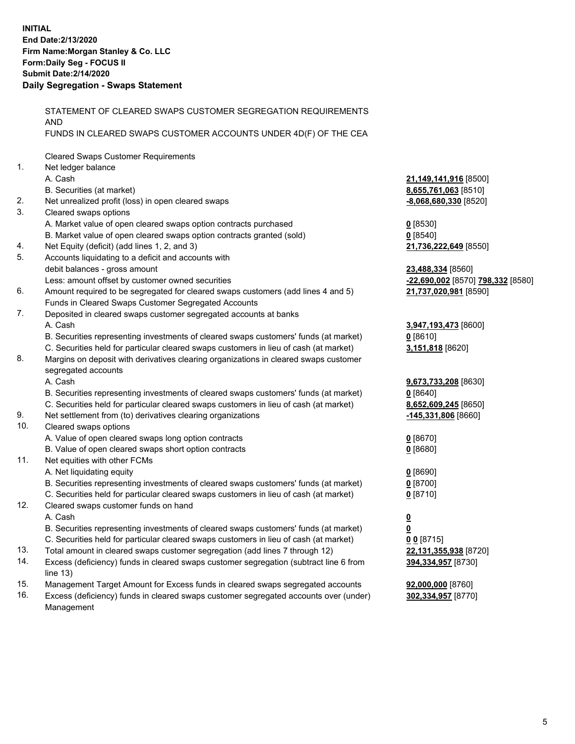**INITIAL**
**End Date:2/13/2020**
**Firm Name:Morgan Stanley & Co. LLC**
**Form:Daily Seg - FOCUS II**
**Submit Date:2/14/2020**
**Daily Segregation - Swaps Statement**

STATEMENT OF CLEARED SWAPS CUSTOMER SEGREGATION REQUIREMENTS AND
FUNDS IN CLEARED SWAPS CUSTOMER ACCOUNTS UNDER 4D(F) OF THE CEA

| | | |
|---|---|---|
| | Cleared Swaps Customer Requirements | |
| 1. | Net ledger balance | |
| | A. Cash | **21,149,141,916** [8500] |
| | B. Securities (at market) | **8,655,761,063** [8510] |
| 2. | Net unrealized profit (loss) in open cleared swaps | **-8,068,680,330** [8520] |
| 3. | Cleared swaps options | |
| | A. Market value of open cleared swaps option contracts purchased | **0** [8530] |
| | B. Market value of open cleared swaps option contracts granted (sold) | **0** [8540] |
| 4. | Net Equity (deficit) (add lines 1, 2, and 3) | **21,736,222,649** [8550] |
| 5. | Accounts liquidating to a deficit and accounts with | |
| | debit balances - gross amount | **23,488,334** [8560] |
| | Less: amount offset by customer owned securities | **-22,690,002** [8570] **798,332** [8580] |
| 6. | Amount required to be segregated for cleared swaps customers (add lines 4 and 5) | **21,737,020,981** [8590] |
| | Funds in Cleared Swaps Customer Segregated Accounts | |
| 7. | Deposited in cleared swaps customer segregated accounts at banks | |
| | A. Cash | **3,947,193,473** [8600] |
| | B. Securities representing investments of cleared swaps customers' funds (at market) | **0** [8610] |
| | C. Securities held for particular cleared swaps customers in lieu of cash (at market) | **3,151,818** [8620] |
| 8. | Margins on deposit with derivatives clearing organizations in cleared swaps customer segregated accounts | |
| | A. Cash | **9,673,733,208** [8630] |
| | B. Securities representing investments of cleared swaps customers' funds (at market) | **0** [8640] |
| | C. Securities held for particular cleared swaps customers in lieu of cash (at market) | **8,652,609,245** [8650] |
| 9. | Net settlement from (to) derivatives clearing organizations | **-145,331,806** [8660] |
| 10. | Cleared swaps options | |
| | A. Value of open cleared swaps long option contracts | **0** [8670] |
| | B. Value of open cleared swaps short option contracts | **0** [8680] |
| 11. | Net equities with other FCMs | |
| | A. Net liquidating equity | **0** [8690] |
| | B. Securities representing investments of cleared swaps customers' funds (at market) | **0** [8700] |
| | C. Securities held for particular cleared swaps customers in lieu of cash (at market) | **0** [8710] |
| 12. | Cleared swaps customer funds on hand | |
| | A. Cash | **0** |
| | B. Securities representing investments of cleared swaps customers' funds (at market) | **0** |
| | C. Securities held for particular cleared swaps customers in lieu of cash (at market) | **0** **0** [8715] |
| 13. | Total amount in cleared swaps customer segregation (add lines 7 through 12) | **22,131,355,938** [8720] |
| 14. | Excess (deficiency) funds in cleared swaps customer segregation (subtract line 6 from line 13) | **394,334,957** [8730] |
| 15. | Management Target Amount for Excess funds in cleared swaps segregated accounts | **92,000,000** [8760] |
| 16. | Excess (deficiency) funds in cleared swaps customer segregated accounts over (under) Management | **302,334,957** [8770] |